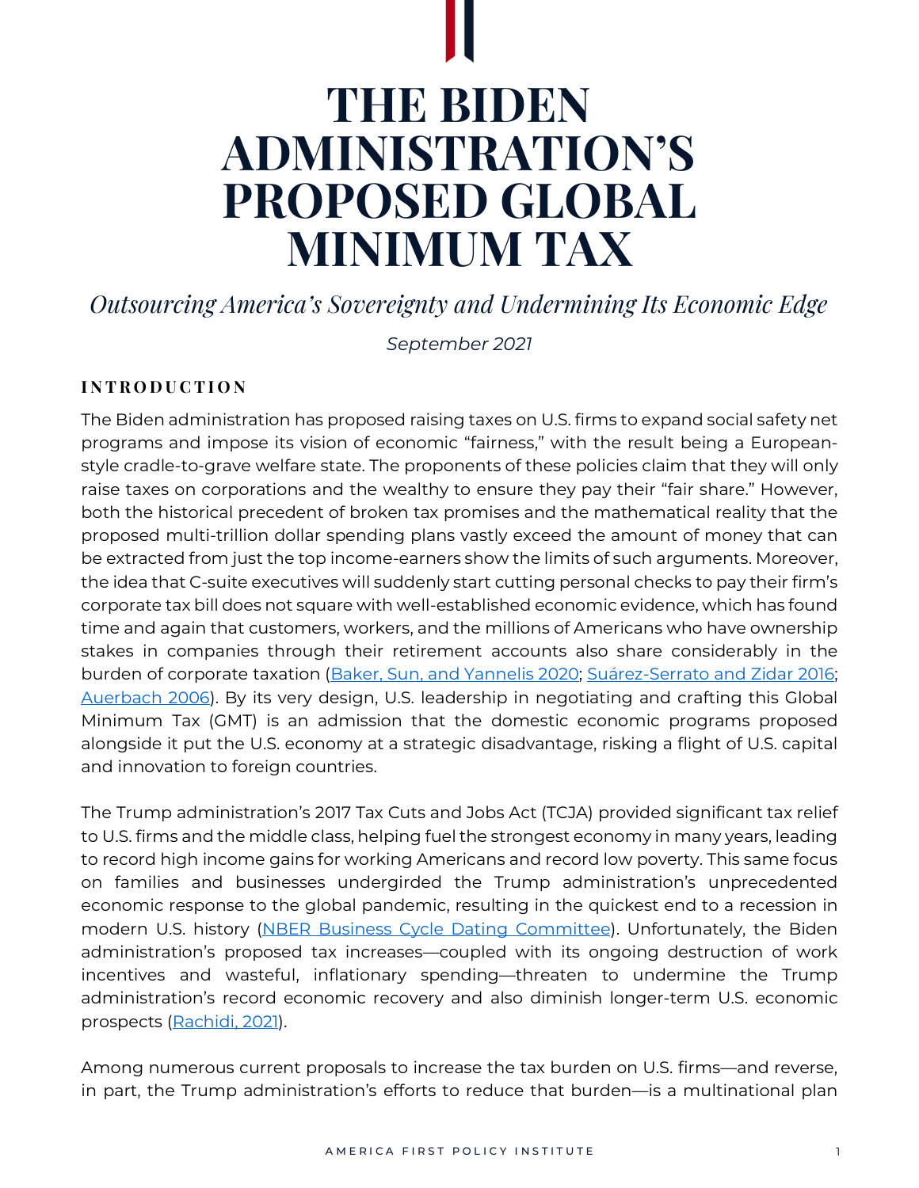# THE BIDEN ADMINISTRATION'S PROPOSED GLOBAL MINIMUM TAX

*Outsourcing America's Sovereignty and Undermining Its Economic Edge*

*September 2021*

## INTRODUCTION

The Biden administration has proposed raising taxes on U.S. firms to expand social safety net programs and impose its vision of economic "fairness," with the result being a European-style cradle-to-grave welfare state. The proponents of these policies claim that they will only raise taxes on corporations and the wealthy to ensure they pay their "fair share." However, both the historical precedent of broken tax promises and the mathematical reality that the proposed multi-trillion dollar spending plans vastly exceed the amount of money that can be extracted from just the top income-earners show the limits of such arguments. Moreover, the idea that C-suite executives will suddenly start cutting personal checks to pay their firm's corporate tax bill does not square with well-established economic evidence, which has found time and again that customers, workers, and the millions of Americans who have ownership stakes in companies through their retirement accounts also share considerably in the burden of corporate taxation (Baker, Sun, and Yannelis 2020; Suárez-Serrato and Zidar 2016; Auerbach 2006). By its very design, U.S. leadership in negotiating and crafting this Global Minimum Tax (GMT) is an admission that the domestic economic programs proposed alongside it put the U.S. economy at a strategic disadvantage, risking a flight of U.S. capital and innovation to foreign countries.

The Trump administration's 2017 Tax Cuts and Jobs Act (TCJA) provided significant tax relief to U.S. firms and the middle class, helping fuel the strongest economy in many years, leading to record high income gains for working Americans and record low poverty. This same focus on families and businesses undergirded the Trump administration's unprecedented economic response to the global pandemic, resulting in the quickest end to a recession in modern U.S. history (NBER Business Cycle Dating Committee). Unfortunately, the Biden administration's proposed tax increases—coupled with its ongoing destruction of work incentives and wasteful, inflationary spending—threaten to undermine the Trump administration's record economic recovery and also diminish longer-term U.S. economic prospects (Rachidi, 2021).

Among numerous current proposals to increase the tax burden on U.S. firms—and reverse, in part, the Trump administration's efforts to reduce that burden—is a multinational plan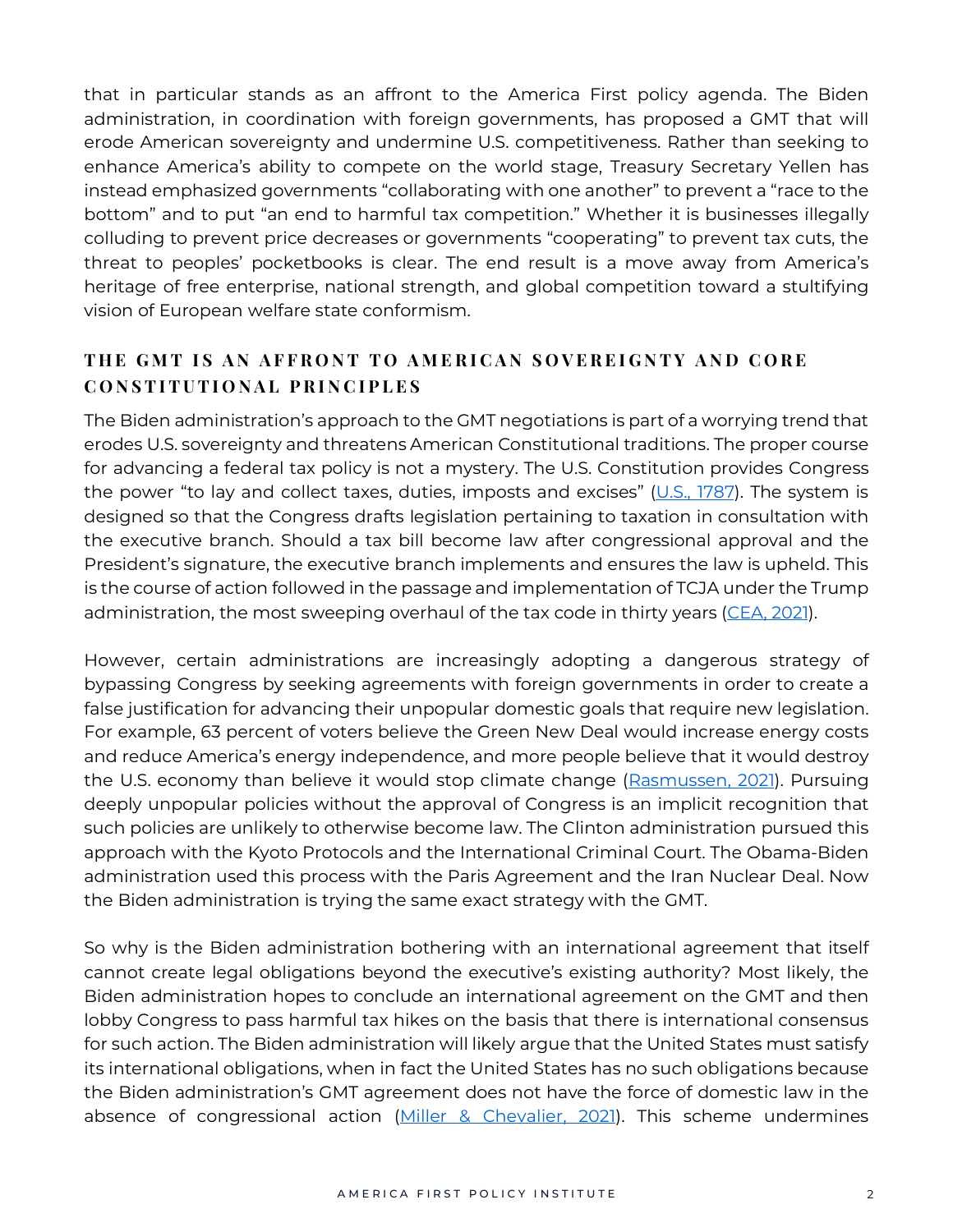that in particular stands as an affront to the America First policy agenda. The Biden administration, in coordination with foreign governments, has proposed a GMT that will erode American sovereignty and undermine U.S. competitiveness. Rather than seeking to enhance America's ability to compete on the world stage, Treasury Secretary Yellen has instead emphasized governments "collaborating with one another" to prevent a "race to the bottom" and to put "an end to harmful tax competition." Whether it is businesses illegally colluding to prevent price decreases or governments "cooperating" to prevent tax cuts, the threat to peoples' pocketbooks is clear. The end result is a move away from America's heritage of free enterprise, national strength, and global competition toward a stultifying vision of European welfare state conformism.

## THE GMT IS AN AFFRONT TO AMERICAN SOVEREIGNTY AND CORE CONSTITUTIONAL PRINCIPLES

The Biden administration's approach to the GMT negotiations is part of a worrying trend that erodes U.S. sovereignty and threatens American Constitutional traditions. The proper course for advancing a federal tax policy is not a mystery. The U.S. Constitution provides Congress the power "to lay and collect taxes, duties, imposts and excises" (U.S., 1787). The system is designed so that the Congress drafts legislation pertaining to taxation in consultation with the executive branch. Should a tax bill become law after congressional approval and the President's signature, the executive branch implements and ensures the law is upheld. This is the course of action followed in the passage and implementation of TCJA under the Trump administration, the most sweeping overhaul of the tax code in thirty years (CEA, 2021).

However, certain administrations are increasingly adopting a dangerous strategy of bypassing Congress by seeking agreements with foreign governments in order to create a false justification for advancing their unpopular domestic goals that require new legislation. For example, 63 percent of voters believe the Green New Deal would increase energy costs and reduce America's energy independence, and more people believe that it would destroy the U.S. economy than believe it would stop climate change (Rasmussen, 2021). Pursuing deeply unpopular policies without the approval of Congress is an implicit recognition that such policies are unlikely to otherwise become law. The Clinton administration pursued this approach with the Kyoto Protocols and the International Criminal Court. The Obama-Biden administration used this process with the Paris Agreement and the Iran Nuclear Deal. Now the Biden administration is trying the same exact strategy with the GMT.

So why is the Biden administration bothering with an international agreement that itself cannot create legal obligations beyond the executive's existing authority? Most likely, the Biden administration hopes to conclude an international agreement on the GMT and then lobby Congress to pass harmful tax hikes on the basis that there is international consensus for such action. The Biden administration will likely argue that the United States must satisfy its international obligations, when in fact the United States has no such obligations because the Biden administration's GMT agreement does not have the force of domestic law in the absence of congressional action (Miller & Chevalier, 2021). This scheme undermines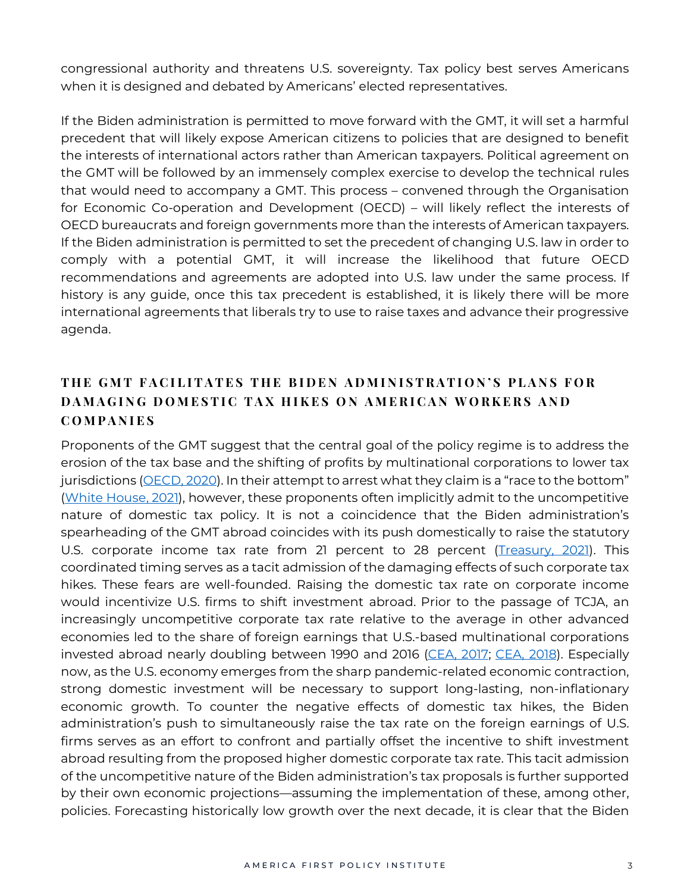congressional authority and threatens U.S. sovereignty. Tax policy best serves Americans when it is designed and debated by Americans' elected representatives.

If the Biden administration is permitted to move forward with the GMT, it will set a harmful precedent that will likely expose American citizens to policies that are designed to benefit the interests of international actors rather than American taxpayers. Political agreement on the GMT will be followed by an immensely complex exercise to develop the technical rules that would need to accompany a GMT. This process – convened through the Organisation for Economic Co-operation and Development (OECD) – will likely reflect the interests of OECD bureaucrats and foreign governments more than the interests of American taxpayers. If the Biden administration is permitted to set the precedent of changing U.S. law in order to comply with a potential GMT, it will increase the likelihood that future OECD recommendations and agreements are adopted into U.S. law under the same process. If history is any guide, once this tax precedent is established, it is likely there will be more international agreements that liberals try to use to raise taxes and advance their progressive agenda.

## THE GMT FACILITATES THE BIDEN ADMINISTRATION'S PLANS FOR DAMAGING DOMESTIC TAX HIKES ON AMERICAN WORKERS AND COMPANIES

Proponents of the GMT suggest that the central goal of the policy regime is to address the erosion of the tax base and the shifting of profits by multinational corporations to lower tax jurisdictions (OECD, 2020). In their attempt to arrest what they claim is a "race to the bottom" (White House, 2021), however, these proponents often implicitly admit to the uncompetitive nature of domestic tax policy. It is not a coincidence that the Biden administration's spearheading of the GMT abroad coincides with its push domestically to raise the statutory U.S. corporate income tax rate from 21 percent to 28 percent (Treasury, 2021). This coordinated timing serves as a tacit admission of the damaging effects of such corporate tax hikes. These fears are well-founded. Raising the domestic tax rate on corporate income would incentivize U.S. firms to shift investment abroad. Prior to the passage of TCJA, an increasingly uncompetitive corporate tax rate relative to the average in other advanced economies led to the share of foreign earnings that U.S.-based multinational corporations invested abroad nearly doubling between 1990 and 2016 (CEA, 2017; CEA, 2018). Especially now, as the U.S. economy emerges from the sharp pandemic-related economic contraction, strong domestic investment will be necessary to support long-lasting, non-inflationary economic growth. To counter the negative effects of domestic tax hikes, the Biden administration's push to simultaneously raise the tax rate on the foreign earnings of U.S. firms serves as an effort to confront and partially offset the incentive to shift investment abroad resulting from the proposed higher domestic corporate tax rate. This tacit admission of the uncompetitive nature of the Biden administration's tax proposals is further supported by their own economic projections—assuming the implementation of these, among other, policies. Forecasting historically low growth over the next decade, it is clear that the Biden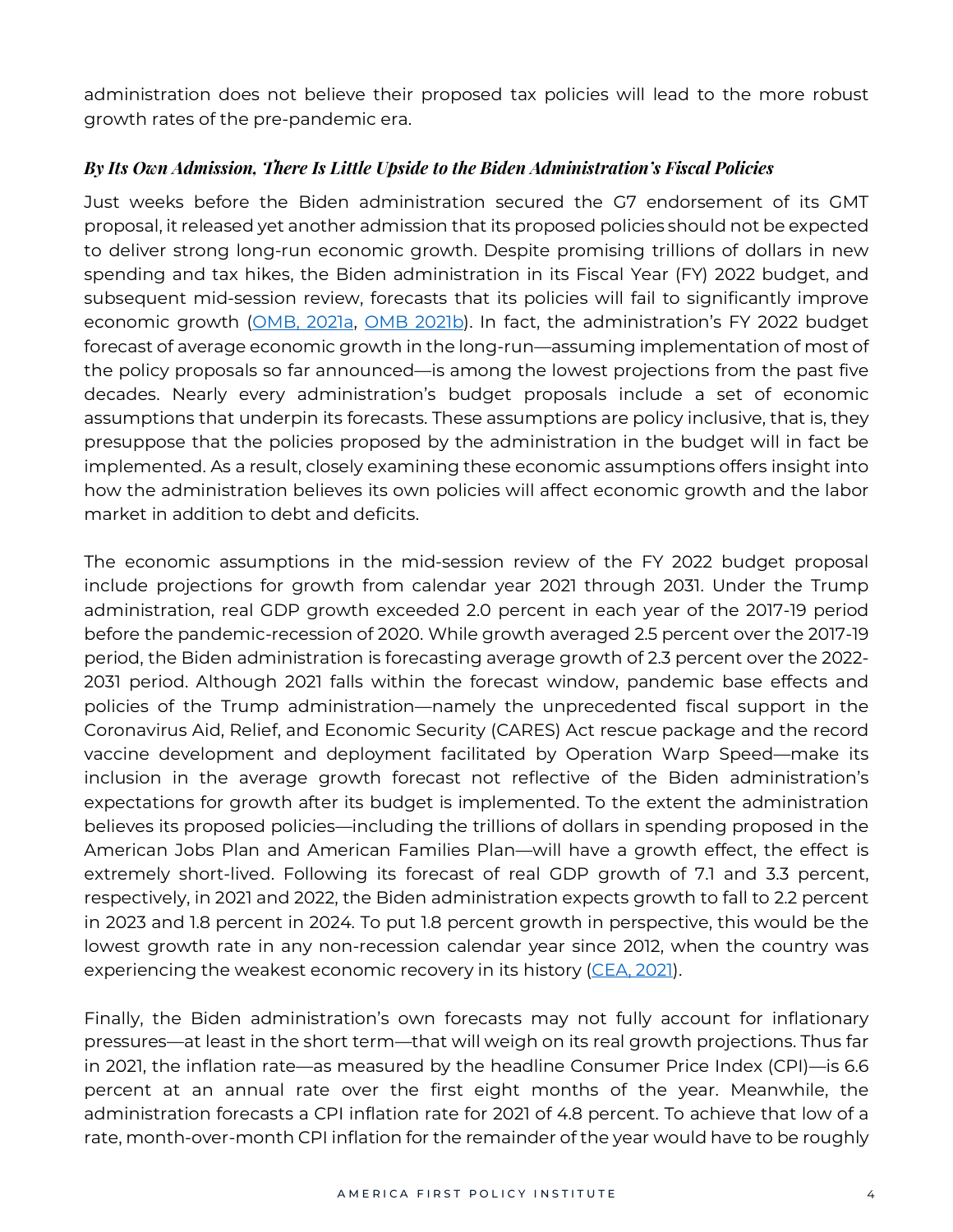administration does not believe their proposed tax policies will lead to the more robust growth rates of the pre-pandemic era.

### *By Its Own Admission, There Is Little Upside to the Biden Administration's Fiscal Policies*

Just weeks before the Biden administration secured the G7 endorsement of its GMT proposal, it released yet another admission that its proposed policies should not be expected to deliver strong long-run economic growth. Despite promising trillions of dollars in new spending and tax hikes, the Biden administration in its Fiscal Year (FY) 2022 budget, and subsequent mid-session review, forecasts that its policies will fail to significantly improve economic growth (OMB, 2021a, OMB 2021b). In fact, the administration's FY 2022 budget forecast of average economic growth in the long-run—assuming implementation of most of the policy proposals so far announced—is among the lowest projections from the past five decades. Nearly every administration's budget proposals include a set of economic assumptions that underpin its forecasts. These assumptions are policy inclusive, that is, they presuppose that the policies proposed by the administration in the budget will in fact be implemented. As a result, closely examining these economic assumptions offers insight into how the administration believes its own policies will affect economic growth and the labor market in addition to debt and deficits.

The economic assumptions in the mid-session review of the FY 2022 budget proposal include projections for growth from calendar year 2021 through 2031. Under the Trump administration, real GDP growth exceeded 2.0 percent in each year of the 2017-19 period before the pandemic-recession of 2020. While growth averaged 2.5 percent over the 2017-19 period, the Biden administration is forecasting average growth of 2.3 percent over the 2022-2031 period. Although 2021 falls within the forecast window, pandemic base effects and policies of the Trump administration—namely the unprecedented fiscal support in the Coronavirus Aid, Relief, and Economic Security (CARES) Act rescue package and the record vaccine development and deployment facilitated by Operation Warp Speed—make its inclusion in the average growth forecast not reflective of the Biden administration's expectations for growth after its budget is implemented. To the extent the administration believes its proposed policies—including the trillions of dollars in spending proposed in the American Jobs Plan and American Families Plan—will have a growth effect, the effect is extremely short-lived. Following its forecast of real GDP growth of 7.1 and 3.3 percent, respectively, in 2021 and 2022, the Biden administration expects growth to fall to 2.2 percent in 2023 and 1.8 percent in 2024. To put 1.8 percent growth in perspective, this would be the lowest growth rate in any non-recession calendar year since 2012, when the country was experiencing the weakest economic recovery in its history (CEA, 2021).

Finally, the Biden administration's own forecasts may not fully account for inflationary pressures—at least in the short term—that will weigh on its real growth projections. Thus far in 2021, the inflation rate—as measured by the headline Consumer Price Index (CPI)—is 6.6 percent at an annual rate over the first eight months of the year. Meanwhile, the administration forecasts a CPI inflation rate for 2021 of 4.8 percent. To achieve that low of a rate, month-over-month CPI inflation for the remainder of the year would have to be roughly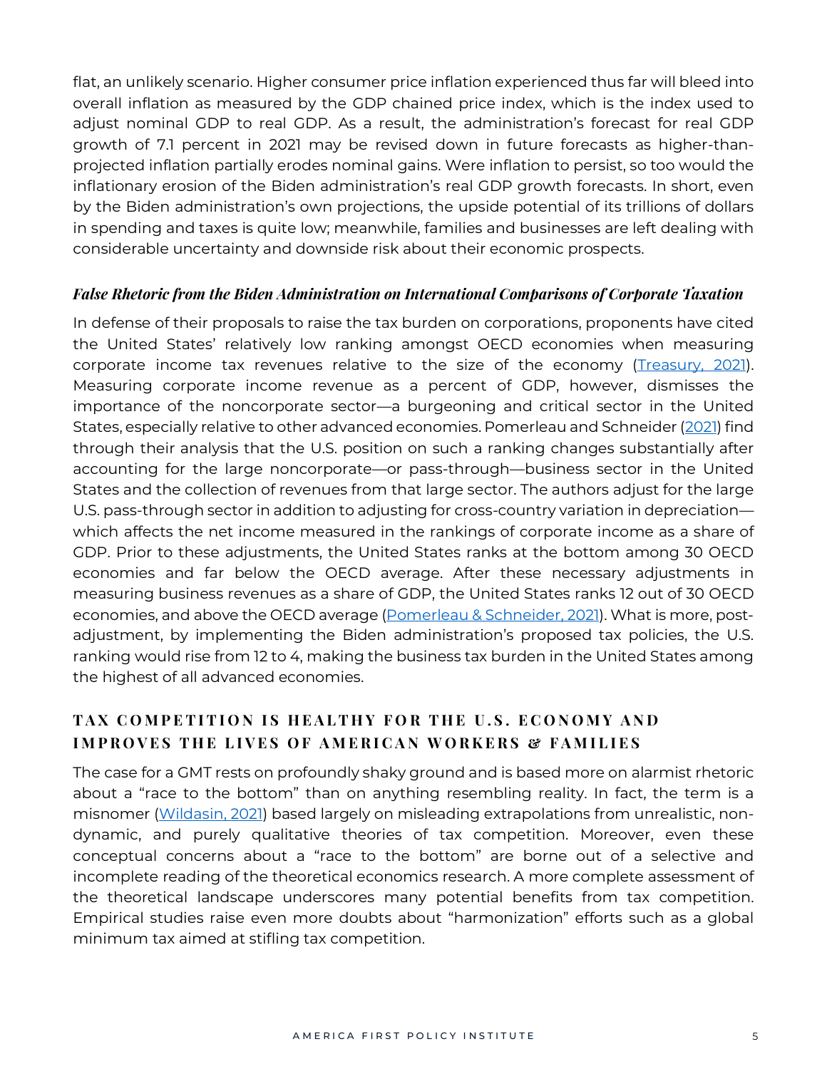flat, an unlikely scenario. Higher consumer price inflation experienced thus far will bleed into overall inflation as measured by the GDP chained price index, which is the index used to adjust nominal GDP to real GDP. As a result, the administration's forecast for real GDP growth of 7.1 percent in 2021 may be revised down in future forecasts as higher-than-projected inflation partially erodes nominal gains. Were inflation to persist, so too would the inflationary erosion of the Biden administration's real GDP growth forecasts. In short, even by the Biden administration's own projections, the upside potential of its trillions of dollars in spending and taxes is quite low; meanwhile, families and businesses are left dealing with considerable uncertainty and downside risk about their economic prospects.

### *False Rhetoric from the Biden Administration on International Comparisons of Corporate Taxation*

In defense of their proposals to raise the tax burden on corporations, proponents have cited the United States' relatively low ranking amongst OECD economies when measuring corporate income tax revenues relative to the size of the economy (Treasury, 2021). Measuring corporate income revenue as a percent of GDP, however, dismisses the importance of the noncorporate sector—a burgeoning and critical sector in the United States, especially relative to other advanced economies. Pomerleau and Schneider (2021) find through their analysis that the U.S. position on such a ranking changes substantially after accounting for the large noncorporate—or pass-through—business sector in the United States and the collection of revenues from that large sector. The authors adjust for the large U.S. pass-through sector in addition to adjusting for cross-country variation in depreciation—which affects the net income measured in the rankings of corporate income as a share of GDP. Prior to these adjustments, the United States ranks at the bottom among 30 OECD economies and far below the OECD average. After these necessary adjustments in measuring business revenues as a share of GDP, the United States ranks 12 out of 30 OECD economies, and above the OECD average (Pomerleau & Schneider, 2021). What is more, post-adjustment, by implementing the Biden administration's proposed tax policies, the U.S. ranking would rise from 12 to 4, making the business tax burden in the United States among the highest of all advanced economies.

## TAX COMPETITION IS HEALTHY FOR THE U.S. ECONOMY AND IMPROVES THE LIVES OF AMERICAN WORKERS & FAMILIES

The case for a GMT rests on profoundly shaky ground and is based more on alarmist rhetoric about a "race to the bottom" than on anything resembling reality. In fact, the term is a misnomer (Wildasin, 2021) based largely on misleading extrapolations from unrealistic, non-dynamic, and purely qualitative theories of tax competition. Moreover, even these conceptual concerns about a "race to the bottom" are borne out of a selective and incomplete reading of the theoretical economics research. A more complete assessment of the theoretical landscape underscores many potential benefits from tax competition. Empirical studies raise even more doubts about "harmonization" efforts such as a global minimum tax aimed at stifling tax competition.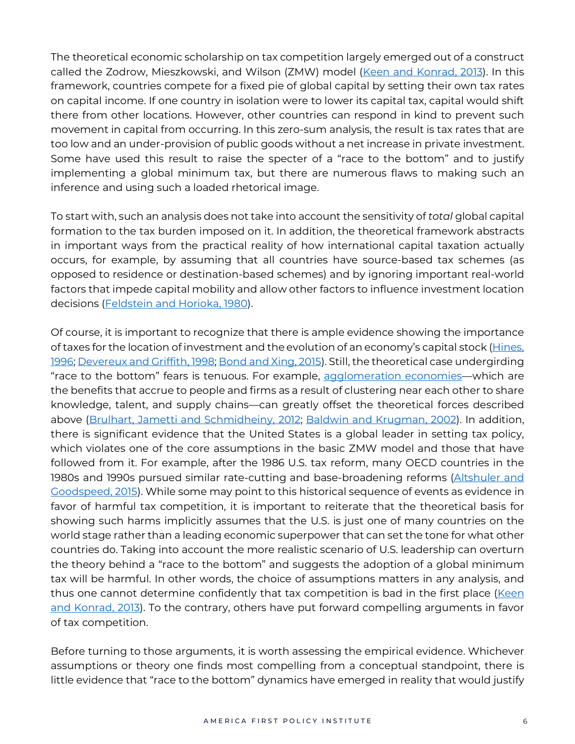The theoretical economic scholarship on tax competition largely emerged out of a construct called the Zodrow, Mieszkowski, and Wilson (ZMW) model (Keen and Konrad, 2013). In this framework, countries compete for a fixed pie of global capital by setting their own tax rates on capital income. If one country in isolation were to lower its capital tax, capital would shift there from other locations. However, other countries can respond in kind to prevent such movement in capital from occurring. In this zero-sum analysis, the result is tax rates that are too low and an under-provision of public goods without a net increase in private investment. Some have used this result to raise the specter of a "race to the bottom" and to justify implementing a global minimum tax, but there are numerous flaws to making such an inference and using such a loaded rhetorical image.

To start with, such an analysis does not take into account the sensitivity of *total* global capital formation to the tax burden imposed on it. In addition, the theoretical framework abstracts in important ways from the practical reality of how international capital taxation actually occurs, for example, by assuming that all countries have source-based tax schemes (as opposed to residence or destination-based schemes) and by ignoring important real-world factors that impede capital mobility and allow other factors to influence investment location decisions (Feldstein and Horioka, 1980).

Of course, it is important to recognize that there is ample evidence showing the importance of taxes for the location of investment and the evolution of an economy's capital stock (Hines, 1996; Devereux and Griffith, 1998; Bond and Xing, 2015). Still, the theoretical case undergirding "race to the bottom" fears is tenuous. For example, agglomeration economies—which are the benefits that accrue to people and firms as a result of clustering near each other to share knowledge, talent, and supply chains—can greatly offset the theoretical forces described above (Brulhart, Jametti and Schmidheiny, 2012; Baldwin and Krugman, 2002). In addition, there is significant evidence that the United States is a global leader in setting tax policy, which violates one of the core assumptions in the basic ZMW model and those that have followed from it. For example, after the 1986 U.S. tax reform, many OECD countries in the 1980s and 1990s pursued similar rate-cutting and base-broadening reforms (Altshuler and Goodspeed, 2015). While some may point to this historical sequence of events as evidence in favor of harmful tax competition, it is important to reiterate that the theoretical basis for showing such harms implicitly assumes that the U.S. is just one of many countries on the world stage rather than a leading economic superpower that can set the tone for what other countries do. Taking into account the more realistic scenario of U.S. leadership can overturn the theory behind a "race to the bottom" and suggests the adoption of a global minimum tax will be harmful. In other words, the choice of assumptions matters in any analysis, and thus one cannot determine confidently that tax competition is bad in the first place (Keen and Konrad, 2013). To the contrary, others have put forward compelling arguments in favor of tax competition.

Before turning to those arguments, it is worth assessing the empirical evidence. Whichever assumptions or theory one finds most compelling from a conceptual standpoint, there is little evidence that "race to the bottom" dynamics have emerged in reality that would justify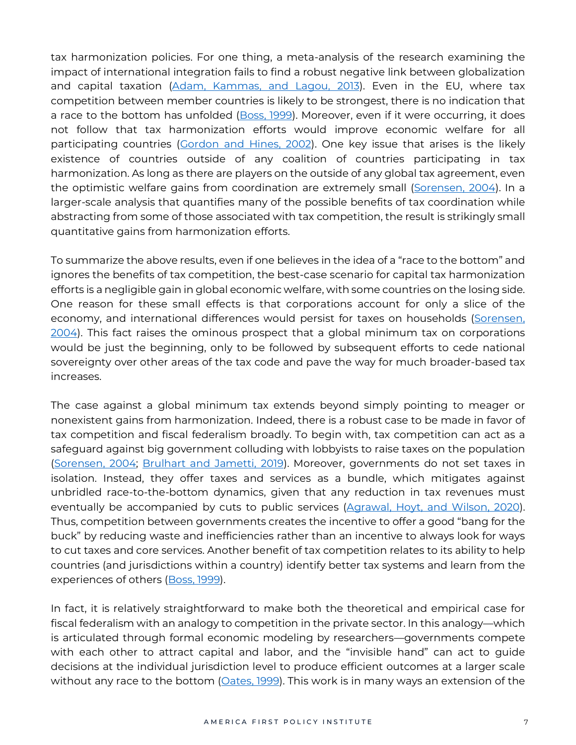tax harmonization policies. For one thing, a meta-analysis of the research examining the impact of international integration fails to find a robust negative link between globalization and capital taxation ([Adam, Kammas, and Lagou, 2013]). Even in the EU, where tax competition between member countries is likely to be strongest, there is no indication that a race to the bottom has unfolded ([Boss, 1999]). Moreover, even if it were occurring, it does not follow that tax harmonization efforts would improve economic welfare for all participating countries ([Gordon and Hines, 2002]). One key issue that arises is the likely existence of countries outside of any coalition of countries participating in tax harmonization. As long as there are players on the outside of any global tax agreement, even the optimistic welfare gains from coordination are extremely small ([Sorensen, 2004]). In a larger-scale analysis that quantifies many of the possible benefits of tax coordination while abstracting from some of those associated with tax competition, the result is strikingly small quantitative gains from harmonization efforts.

To summarize the above results, even if one believes in the idea of a "race to the bottom" and ignores the benefits of tax competition, the best-case scenario for capital tax harmonization efforts is a negligible gain in global economic welfare, with some countries on the losing side. One reason for these small effects is that corporations account for only a slice of the economy, and international differences would persist for taxes on households ([Sorensen, 2004]). This fact raises the ominous prospect that a global minimum tax on corporations would be just the beginning, only to be followed by subsequent efforts to cede national sovereignty over other areas of the tax code and pave the way for much broader-based tax increases.

The case against a global minimum tax extends beyond simply pointing to meager or nonexistent gains from harmonization. Indeed, there is a robust case to be made in favor of tax competition and fiscal federalism broadly. To begin with, tax competition can act as a safeguard against big government colluding with lobbyists to raise taxes on the population ([Sorensen, 2004]; [Brulhart and Jametti, 2019]). Moreover, governments do not set taxes in isolation. Instead, they offer taxes and services as a bundle, which mitigates against unbridled race-to-the-bottom dynamics, given that any reduction in tax revenues must eventually be accompanied by cuts to public services ([Agrawal, Hoyt, and Wilson, 2020]). Thus, competition between governments creates the incentive to offer a good "bang for the buck" by reducing waste and inefficiencies rather than an incentive to always look for ways to cut taxes and core services. Another benefit of tax competition relates to its ability to help countries (and jurisdictions within a country) identify better tax systems and learn from the experiences of others ([Boss, 1999]).

In fact, it is relatively straightforward to make both the theoretical and empirical case for fiscal federalism with an analogy to competition in the private sector. In this analogy—which is articulated through formal economic modeling by researchers—governments compete with each other to attract capital and labor, and the "invisible hand" can act to guide decisions at the individual jurisdiction level to produce efficient outcomes at a larger scale without any race to the bottom ([Oates, 1999]). This work is in many ways an extension of the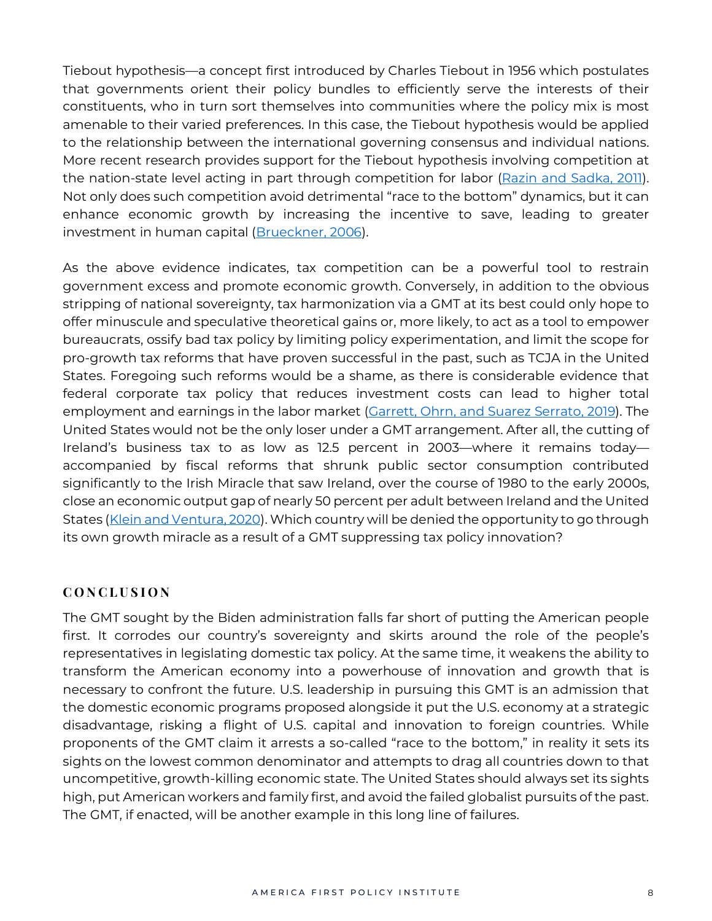Tiebout hypothesis—a concept first introduced by Charles Tiebout in 1956 which postulates that governments orient their policy bundles to efficiently serve the interests of their constituents, who in turn sort themselves into communities where the policy mix is most amenable to their varied preferences. In this case, the Tiebout hypothesis would be applied to the relationship between the international governing consensus and individual nations. More recent research provides support for the Tiebout hypothesis involving competition at the nation-state level acting in part through competition for labor (Razin and Sadka, 2011). Not only does such competition avoid detrimental "race to the bottom" dynamics, but it can enhance economic growth by increasing the incentive to save, leading to greater investment in human capital (Brueckner, 2006).

As the above evidence indicates, tax competition can be a powerful tool to restrain government excess and promote economic growth. Conversely, in addition to the obvious stripping of national sovereignty, tax harmonization via a GMT at its best could only hope to offer minuscule and speculative theoretical gains or, more likely, to act as a tool to empower bureaucrats, ossify bad tax policy by limiting policy experimentation, and limit the scope for pro-growth tax reforms that have proven successful in the past, such as TCJA in the United States. Foregoing such reforms would be a shame, as there is considerable evidence that federal corporate tax policy that reduces investment costs can lead to higher total employment and earnings in the labor market (Garrett, Ohrn, and Suarez Serrato, 2019). The United States would not be the only loser under a GMT arrangement. After all, the cutting of Ireland's business tax to as low as 12.5 percent in 2003—where it remains today—accompanied by fiscal reforms that shrunk public sector consumption contributed significantly to the Irish Miracle that saw Ireland, over the course of 1980 to the early 2000s, close an economic output gap of nearly 50 percent per adult between Ireland and the United States (Klein and Ventura, 2020). Which country will be denied the opportunity to go through its own growth miracle as a result of a GMT suppressing tax policy innovation?

## CONCLUSION

The GMT sought by the Biden administration falls far short of putting the American people first. It corrodes our country's sovereignty and skirts around the role of the people's representatives in legislating domestic tax policy. At the same time, it weakens the ability to transform the American economy into a powerhouse of innovation and growth that is necessary to confront the future. U.S. leadership in pursuing this GMT is an admission that the domestic economic programs proposed alongside it put the U.S. economy at a strategic disadvantage, risking a flight of U.S. capital and innovation to foreign countries. While proponents of the GMT claim it arrests a so-called "race to the bottom," in reality it sets its sights on the lowest common denominator and attempts to drag all countries down to that uncompetitive, growth-killing economic state. The United States should always set its sights high, put American workers and family first, and avoid the failed globalist pursuits of the past. The GMT, if enacted, will be another example in this long line of failures.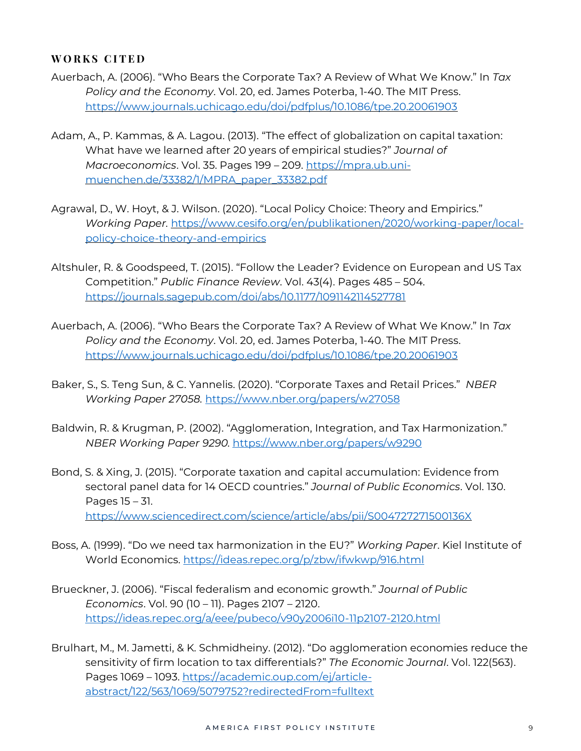## WORKS CITED

Auerbach, A. (2006). "Who Bears the Corporate Tax? A Review of What We Know." In *Tax Policy and the Economy*. Vol. 20, ed. James Poterba, 1-40. The MIT Press. https://www.journals.uchicago.edu/doi/pdfplus/10.1086/tpe.20.20061903

Adam, A., P. Kammas, & A. Lagou. (2013). "The effect of globalization on capital taxation: What have we learned after 20 years of empirical studies?" *Journal of Macroeconomics*. Vol. 35. Pages 199 – 209. https://mpra.ub.uni-muenchen.de/33382/1/MPRA_paper_33382.pdf

Agrawal, D., W. Hoyt, & J. Wilson. (2020). "Local Policy Choice: Theory and Empirics." *Working Paper*. https://www.cesifo.org/en/publikationen/2020/working-paper/local-policy-choice-theory-and-empirics

Altshuler, R. & Goodspeed, T. (2015). "Follow the Leader? Evidence on European and US Tax Competition." *Public Finance Review*. Vol. 43(4). Pages 485 – 504. https://journals.sagepub.com/doi/abs/10.1177/1091142114527781

Auerbach, A. (2006). "Who Bears the Corporate Tax? A Review of What We Know." In *Tax Policy and the Economy*. Vol. 20, ed. James Poterba, 1-40. The MIT Press. https://www.journals.uchicago.edu/doi/pdfplus/10.1086/tpe.20.20061903

Baker, S., S. Teng Sun, & C. Yannelis. (2020). "Corporate Taxes and Retail Prices." *NBER Working Paper 27058*. https://www.nber.org/papers/w27058

Baldwin, R. & Krugman, P. (2002). "Agglomeration, Integration, and Tax Harmonization." *NBER Working Paper 9290*. https://www.nber.org/papers/w9290

Bond, S. & Xing, J. (2015). "Corporate taxation and capital accumulation: Evidence from sectoral panel data for 14 OECD countries." *Journal of Public Economics*. Vol. 130. Pages 15 – 31. https://www.sciencedirect.com/science/article/abs/pii/S004727271500136X

Boss, A. (1999). "Do we need tax harmonization in the EU?" *Working Paper*. Kiel Institute of World Economics. https://ideas.repec.org/p/zbw/ifwkwp/916.html

Brueckner, J. (2006). "Fiscal federalism and economic growth." *Journal of Public Economics*. Vol. 90 (10 – 11). Pages 2107 – 2120. https://ideas.repec.org/a/eee/pubeco/v90y2006i10-11p2107-2120.html

Brulhart, M., M. Jametti, & K. Schmidheiny. (2012). "Do agglomeration economies reduce the sensitivity of firm location to tax differentials?" *The Economic Journal*. Vol. 122(563). Pages 1069 – 1093. https://academic.oup.com/ej/article-abstract/122/563/1069/5079752?redirectedFrom=fulltext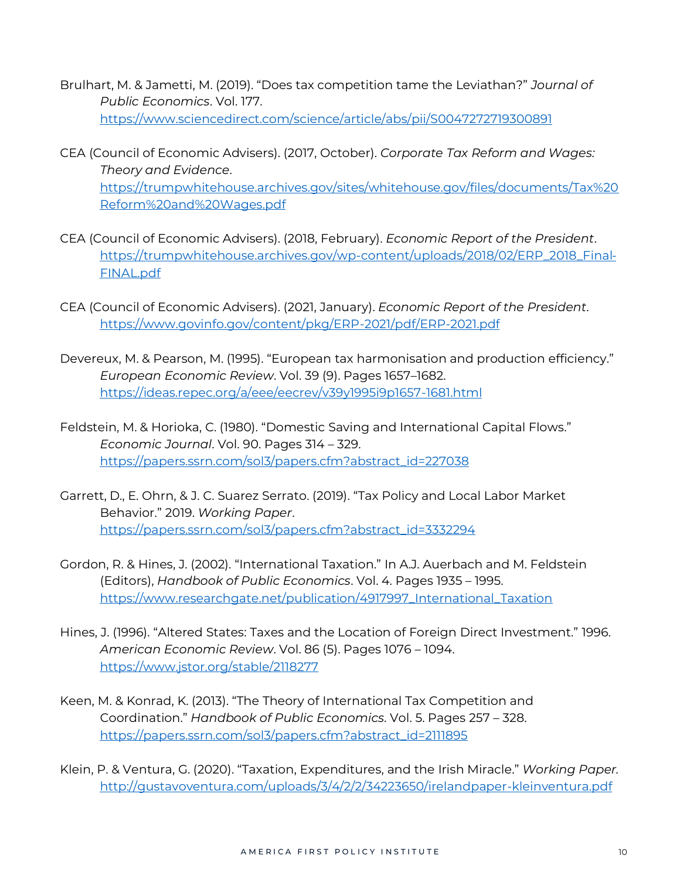Brulhart, M. & Jametti, M. (2019). "Does tax competition tame the Leviathan?" *Journal of Public Economics*. Vol. 177. https://www.sciencedirect.com/science/article/abs/pii/S0047272719300891

CEA (Council of Economic Advisers). (2017, October). *Corporate Tax Reform and Wages: Theory and Evidence*. https://trumpwhitehouse.archives.gov/sites/whitehouse.gov/files/documents/Tax%20Reform%20and%20Wages.pdf

CEA (Council of Economic Advisers). (2018, February). *Economic Report of the President*. https://trumpwhitehouse.archives.gov/wp-content/uploads/2018/02/ERP_2018_Final-FINAL.pdf

CEA (Council of Economic Advisers). (2021, January). *Economic Report of the President*. https://www.govinfo.gov/content/pkg/ERP-2021/pdf/ERP-2021.pdf

Devereux, M. & Pearson, M. (1995). "European tax harmonisation and production efficiency." *European Economic Review*. Vol. 39 (9). Pages 1657–1682. https://ideas.repec.org/a/eee/eecrev/v39y1995i9p1657-1681.html

Feldstein, M. & Horioka, C. (1980). "Domestic Saving and International Capital Flows." *Economic Journal*. Vol. 90. Pages 314 – 329. https://papers.ssrn.com/sol3/papers.cfm?abstract_id=227038

Garrett, D., E. Ohrn, & J. C. Suarez Serrato. (2019). "Tax Policy and Local Labor Market Behavior." 2019. *Working Paper*. https://papers.ssrn.com/sol3/papers.cfm?abstract_id=3332294

Gordon, R. & Hines, J. (2002). "International Taxation." In A.J. Auerbach and M. Feldstein (Editors), *Handbook of Public Economics*. Vol. 4. Pages 1935 – 1995. https://www.researchgate.net/publication/4917997_International_Taxation

Hines, J. (1996). "Altered States: Taxes and the Location of Foreign Direct Investment." 1996. *American Economic Review*. Vol. 86 (5). Pages 1076 – 1094. https://www.jstor.org/stable/2118277

Keen, M. & Konrad, K. (2013). "The Theory of International Tax Competition and Coordination." *Handbook of Public Economics*. Vol. 5. Pages 257 – 328. https://papers.ssrn.com/sol3/papers.cfm?abstract_id=2111895

Klein, P. & Ventura, G. (2020). "Taxation, Expenditures, and the Irish Miracle." *Working Paper*. http://gustavoventura.com/uploads/3/4/2/2/34223650/irelandpaper-kleinventura.pdf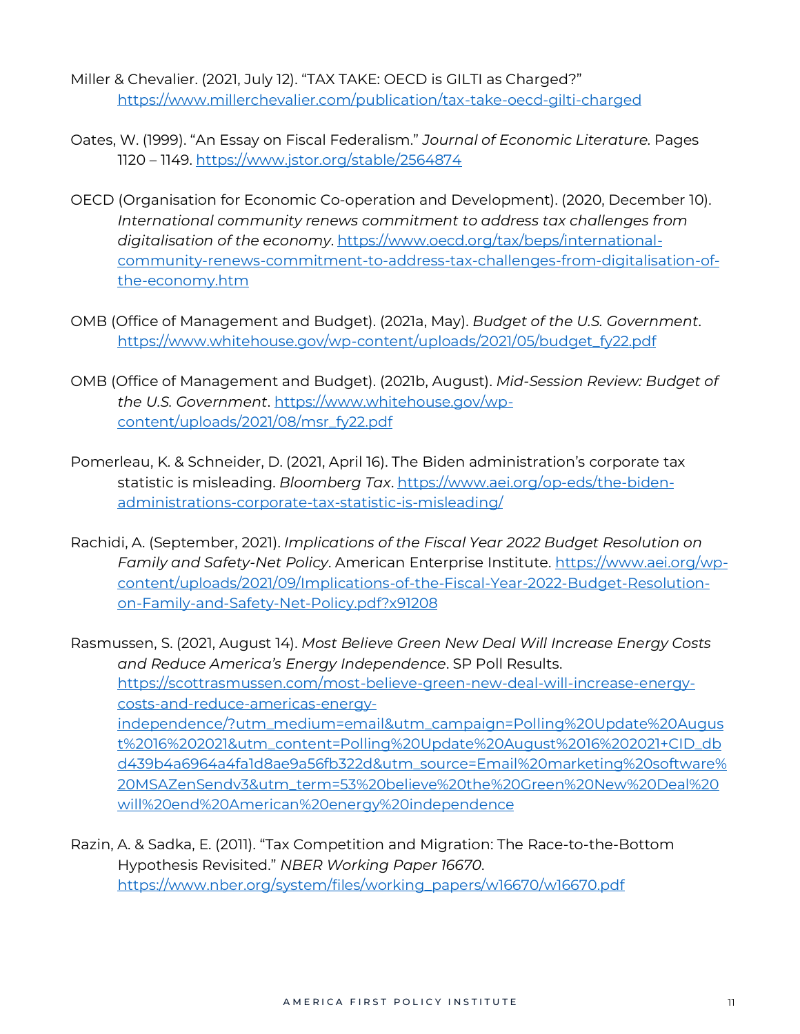Miller & Chevalier. (2021, July 12). "TAX TAKE: OECD is GILTI as Charged?" https://www.millerchevalier.com/publication/tax-take-oecd-gilti-charged

Oates, W. (1999). "An Essay on Fiscal Federalism." *Journal of Economic Literature.* Pages 1120 – 1149. https://www.jstor.org/stable/2564874

OECD (Organisation for Economic Co-operation and Development). (2020, December 10). *International community renews commitment to address tax challenges from digitalisation of the economy*. https://www.oecd.org/tax/beps/international-community-renews-commitment-to-address-tax-challenges-from-digitalisation-of-the-economy.htm

OMB (Office of Management and Budget). (2021a, May). *Budget of the U.S. Government*. https://www.whitehouse.gov/wp-content/uploads/2021/05/budget_fy22.pdf

OMB (Office of Management and Budget). (2021b, August). *Mid-Session Review: Budget of the U.S. Government*. https://www.whitehouse.gov/wp-content/uploads/2021/08/msr_fy22.pdf

Pomerleau, K. & Schneider, D. (2021, April 16). The Biden administration's corporate tax statistic is misleading. *Bloomberg Tax*. https://www.aei.org/op-eds/the-biden-administrations-corporate-tax-statistic-is-misleading/

Rachidi, A. (September, 2021). *Implications of the Fiscal Year 2022 Budget Resolution on Family and Safety-Net Policy*. American Enterprise Institute. https://www.aei.org/wp-content/uploads/2021/09/Implications-of-the-Fiscal-Year-2022-Budget-Resolution-on-Family-and-Safety-Net-Policy.pdf?x91208

Rasmussen, S. (2021, August 14). *Most Believe Green New Deal Will Increase Energy Costs and Reduce America's Energy Independence*. SP Poll Results. https://scottrasmussen.com/most-believe-green-new-deal-will-increase-energy-costs-and-reduce-americas-energy-independence/?utm_medium=email&utm_campaign=Polling%20Update%20August%2016%202021&utm_content=Polling%20Update%20August%2016%202021+CID_dbd439b4a6964a4fa1d8ae9a56fb322d&utm_source=Email%20marketing%20software%20MSAZenSendv3&utm_term=53%20believe%20the%20Green%20New%20Deal%20will%20end%20American%20energy%20independence

Razin, A. & Sadka, E. (2011). "Tax Competition and Migration: The Race-to-the-Bottom Hypothesis Revisited." *NBER Working Paper 16670*. https://www.nber.org/system/files/working_papers/w16670/w16670.pdf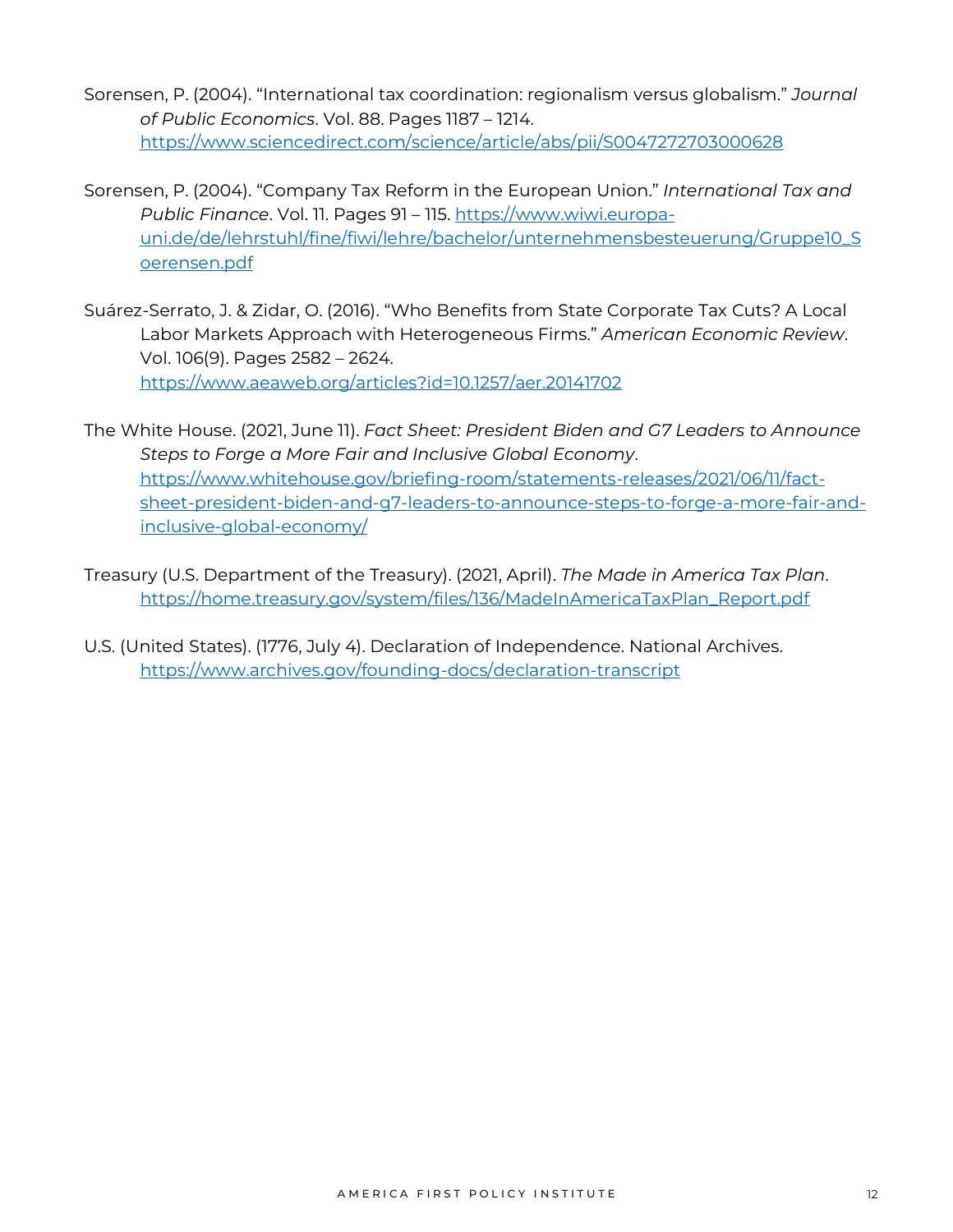Sorensen, P. (2004). "International tax coordination: regionalism versus globalism." *Journal of Public Economics*. Vol. 88. Pages 1187 – 1214. https://www.sciencedirect.com/science/article/abs/pii/S0047272703000628

Sorensen, P. (2004). "Company Tax Reform in the European Union." *International Tax and Public Finance*. Vol. 11. Pages 91 – 115. https://www.wiwi.europa-uni.de/de/lehrstuhl/fine/fiwi/lehre/bachelor/unternehmensbesteuerung/Gruppe10_Soerensen.pdf

Suárez-Serrato, J. & Zidar, O. (2016). "Who Benefits from State Corporate Tax Cuts? A Local Labor Markets Approach with Heterogeneous Firms." *American Economic Review*. Vol. 106(9). Pages 2582 – 2624. https://www.aeaweb.org/articles?id=10.1257/aer.20141702

The White House. (2021, June 11). *Fact Sheet: President Biden and G7 Leaders to Announce Steps to Forge a More Fair and Inclusive Global Economy*. https://www.whitehouse.gov/briefing-room/statements-releases/2021/06/11/fact-sheet-president-biden-and-g7-leaders-to-announce-steps-to-forge-a-more-fair-and-inclusive-global-economy/

Treasury (U.S. Department of the Treasury). (2021, April). *The Made in America Tax Plan*. https://home.treasury.gov/system/files/136/MadeInAmericaTaxPlan_Report.pdf

U.S. (United States). (1776, July 4). Declaration of Independence. National Archives. https://www.archives.gov/founding-docs/declaration-transcript